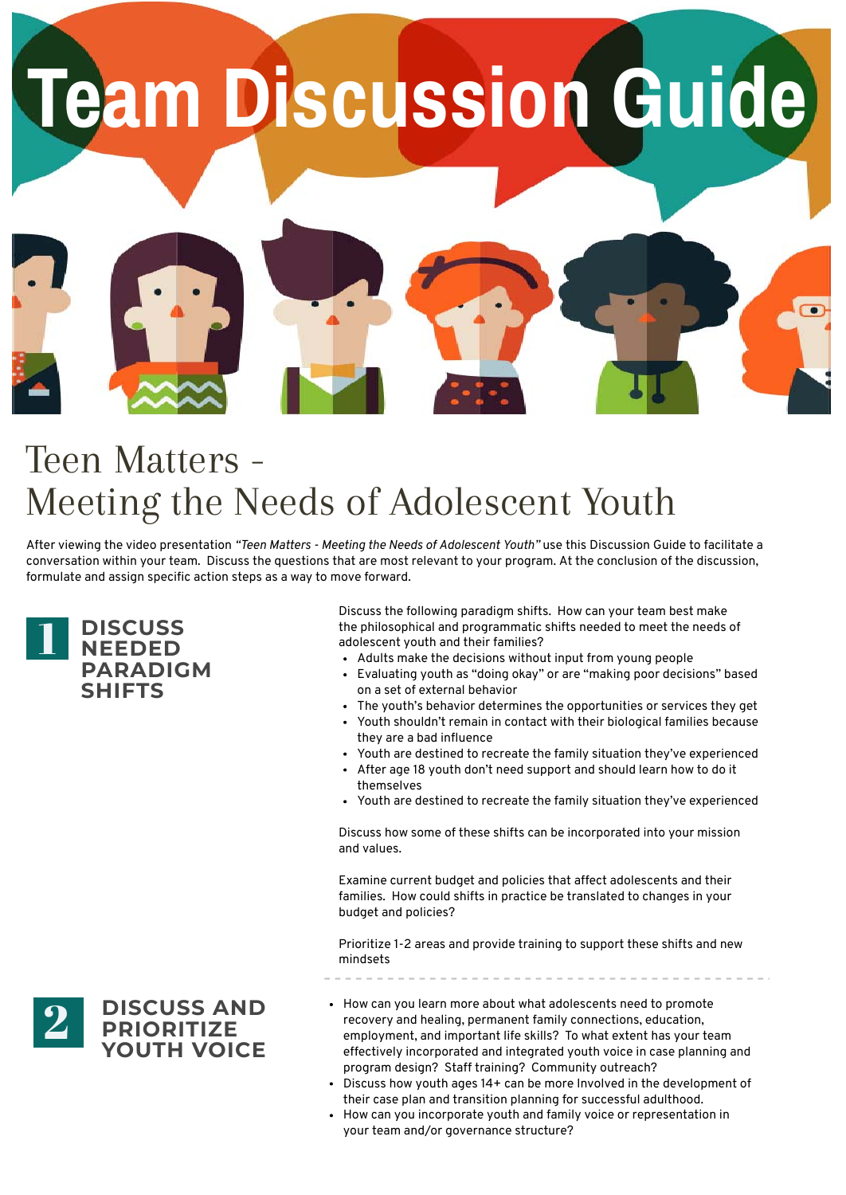# Team Discussion Guide

## Teen Matters - Meeting the Needs of Adolescent Youth

After viewing the video presentation *"Teen Matters - Meeting the Needs of Adolescent Youth"* use this Discussion Guide to facilitate a conversation within your team. Discuss the questions that are most relevant to your program. At the conclusion of the discussion, formulate and assign specific action steps as a way to move forward.

### 1 DISCUSS NEEDED PARADIGM SHIFTS

Discuss the following paradigm shifts. How can your team best make the philosophical and programmatic shifts needed to meet the needs of adolescent youth and their families?

- Adults make the decisions without input from young people
- Evaluating youth as "doing okay" or are "making poor decisions" based on a set of external behavior
- The youth's behavior determines the opportunities or services they get
- Youth shouldn't remain in contact with their biological families because they are a bad influence
- Youth are destined to recreate the family situation they've experienced
- After age 18 youth don't need support and should learn how to do it themselves
- Youth are destined to recreate the family situation they've experienced

Discuss how some of these shifts can be incorporated into your mission and values.

Examine current budget and policies that affect adolescents and their families. How could shifts in practice be translated to changes in your budget and policies?

Prioritize 1-2 areas and provide training to support these shifts and new mindsets

### 2 DISCUSS AND PRIORITIZE YOUTH VOICE

- How can you learn more about what adolescents need to promote recovery and healing, permanent family connections, education, employment, and important life skills? To what extent has your team effectively incorporated and integrated youth voice in case planning and program design? Staff training? Community outreach?
- Discuss how youth ages 14+ can be more Involved in the development of their case plan and transition planning for successful adulthood.
- How can you incorporate youth and family voice or representation in your team and/or governance structure?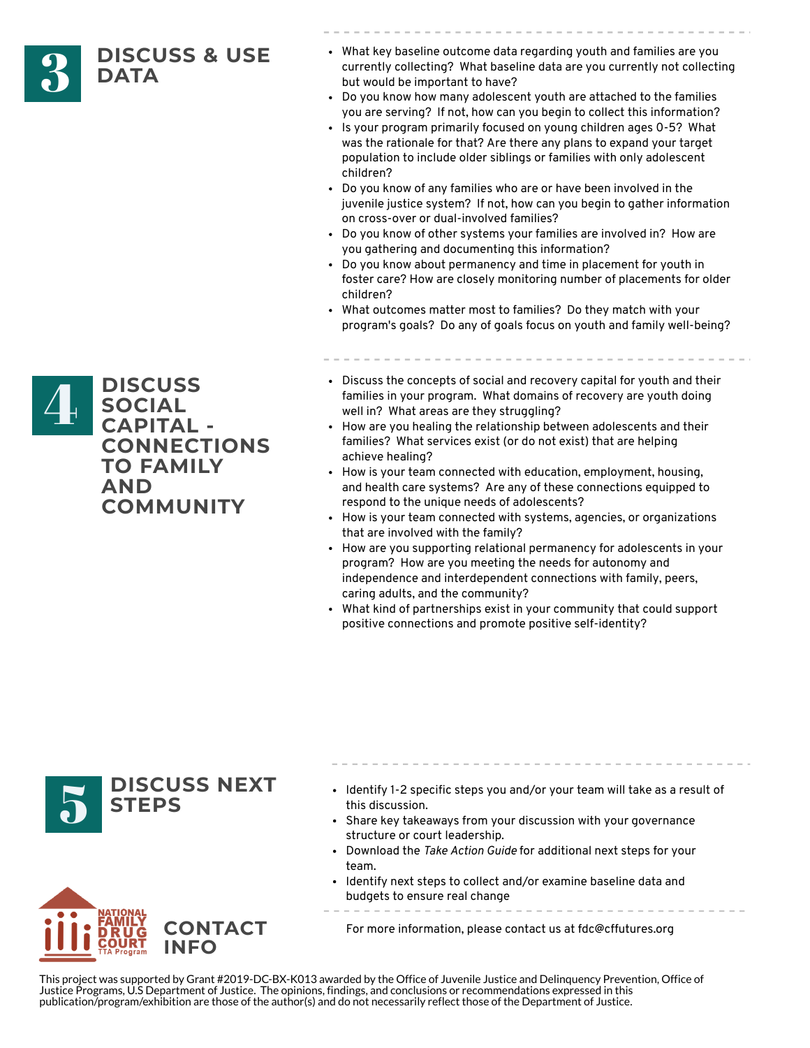## 3 DISCUSS & USE DATA

- What key baseline outcome data regarding youth and families are you currently collecting? What baseline data are you currently not collecting but would be important to have?
- Do you know how many adolescent youth are attached to the families you are serving? If not, how can you begin to collect this information?
- Is your program primarily focused on young children ages 0-5? What was the rationale for that? Are there any plans to expand your target population to include older siblings or families with only adolescent children?
- Do you know of any families who are or have been involved in the juvenile justice system? If not, how can you begin to gather information on cross-over or dual-involved families?
- Do you know of other systems your families are involved in? How are you gathering and documenting this information?
- Do you know about permanency and time in placement for youth in foster care? How are closely monitoring number of placements for older children?
- What outcomes matter most to families? Do they match with your program's goals? Do any of goals focus on youth and family well-being?

## 4 DISCUSS SOCIAL CAPITAL - CONNECTIONS TO FAMILY AND COMMUNITY

- Discuss the concepts of social and recovery capital for youth and their families in your program. What domains of recovery are youth doing well in? What areas are they struggling?
- How are you healing the relationship between adolescents and their families? What services exist (or do not exist) that are helping achieve healing?
- How is your team connected with education, employment, housing, and health care systems? Are any of these connections equipped to respond to the unique needs of adolescents?
- How is your team connected with systems, agencies, or organizations that are involved with the family?
- How are you supporting relational permanency for adolescents in your program? How are you meeting the needs for autonomy and independence and interdependent connections with family, peers, caring adults, and the community?
- What kind of partnerships exist in your community that could support positive connections and promote positive self-identity?

## 5 DISCUSS NEXT STEPS

- Identify 1-2 specific steps you and/or your team will take as a result of this discussion.
- Share key takeaways from your discussion with your governance structure or court leadership.
- Download the *Take Action Guide* for additional next steps for your team.
- Identify next steps to collect and/or examine baseline data and budgets to ensure real change

NATIONAL FAMILY DRUG COURT TTA Program

## CONTACT INFO

For more information, please contact us at fdc@cffutures.org

This project was supported by Grant #2019-DC-BX-K013 awarded by the Office of Juvenile Justice and Delinquency Prevention, Office of Justice Programs, U.S Department of Justice. The opinions, findings, and conclusions or recommendations expressed in this publication/program/exhibition are those of the author(s) and do not necessarily reflect those of the Department of Justice.